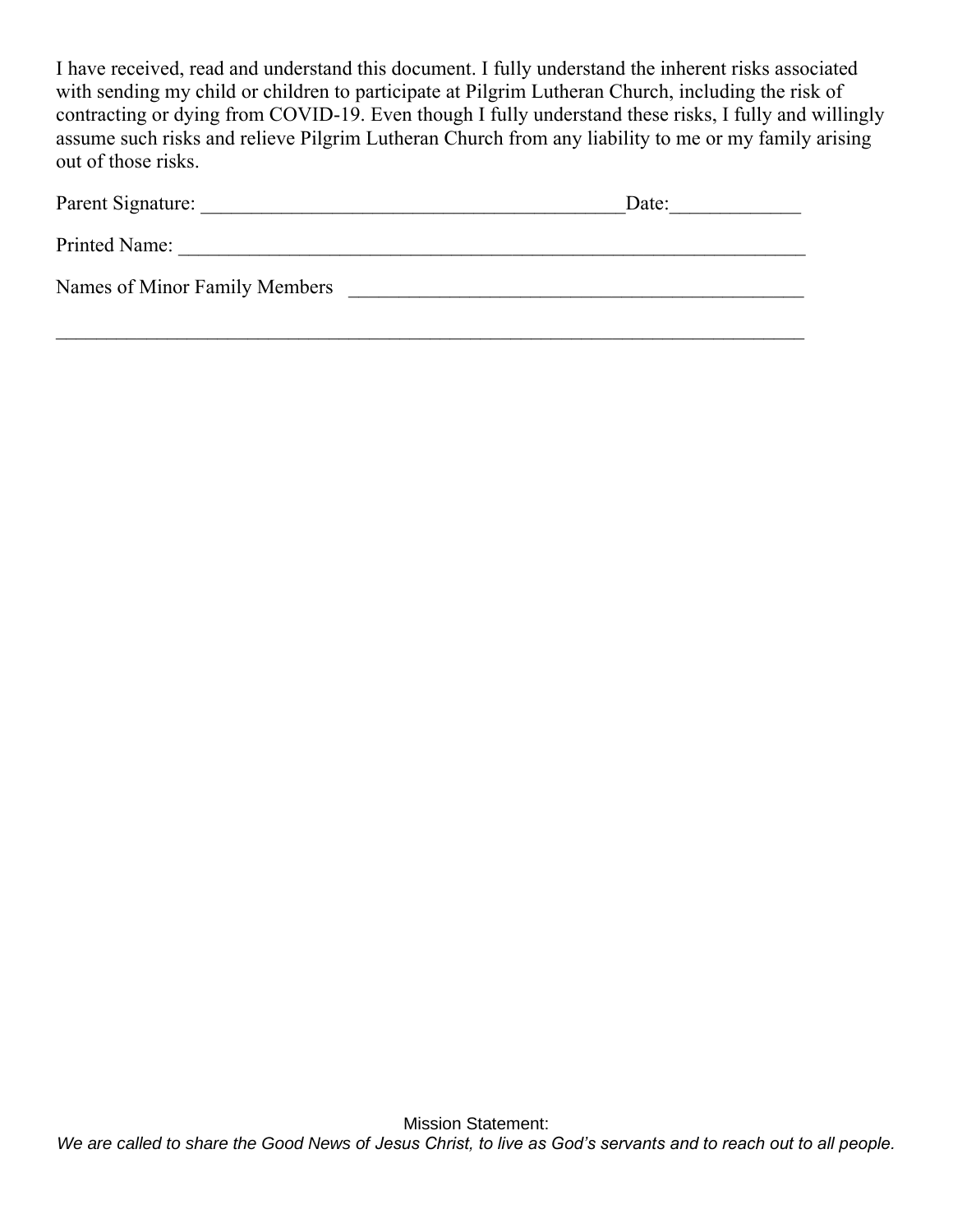I have received, read and understand this document. I fully understand the inherent risks associated with sending my child or children to participate at Pilgrim Lutheran Church, including the risk of contracting or dying from COVID-19. Even though I fully understand these risks, I fully and willingly assume such risks and relieve Pilgrim Lutheran Church from any liability to me or my family arising out of those risks.

Parent Signature: ___________________________________________Date:_____________

Printed Name: _________________________________________________________________

Names of Minor Family Members _______________________________________________

_____________________________________________________________________________

Mission Statement:

*We are called to share the Good News of Jesus Christ, to live as God's servants and to reach out to all people.*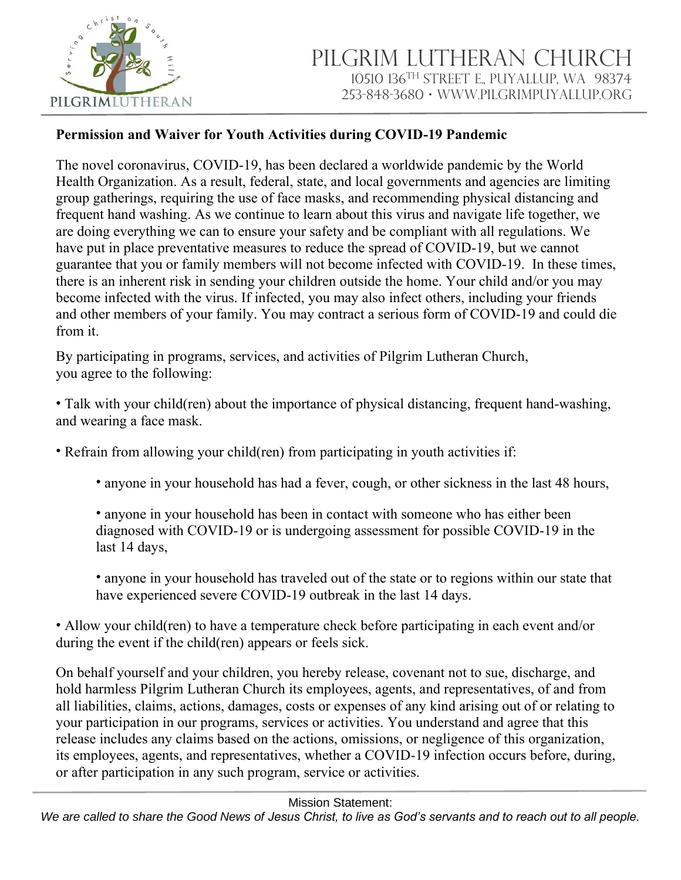# PILGRIM LUTHERAN CHURCH

10510 136TH STREET E., PUYALLUP, WA 98374
253-848-3680 • WWW.PILGRIMPUYALLUP.ORG

**Permission and Waiver for Youth Activities during COVID-19 Pandemic**

The novel coronavirus, COVID-19, has been declared a worldwide pandemic by the World Health Organization. As a result, federal, state, and local governments and agencies are limiting group gatherings, requiring the use of face masks, and recommending physical distancing and frequent hand washing. As we continue to learn about this virus and navigate life together, we are doing everything we can to ensure your safety and be compliant with all regulations. We have put in place preventative measures to reduce the spread of COVID-19, but we cannot guarantee that you or family members will not become infected with COVID-19. In these times, there is an inherent risk in sending your children outside the home. Your child and/or you may become infected with the virus. If infected, you may also infect others, including your friends and other members of your family. You may contract a serious form of COVID-19 and could die from it.

By participating in programs, services, and activities of Pilgrim Lutheran Church, you agree to the following:

- Talk with your child(ren) about the importance of physical distancing, frequent hand-washing, and wearing a face mask.
- Refrain from allowing your child(ren) from participating in youth activities if:
  - anyone in your household has had a fever, cough, or other sickness in the last 48 hours,
  - anyone in your household has been in contact with someone who has either been diagnosed with COVID-19 or is undergoing assessment for possible COVID-19 in the last 14 days,
  - anyone in your household has traveled out of the state or to regions within our state that have experienced severe COVID-19 outbreak in the last 14 days.
- Allow your child(ren) to have a temperature check before participating in each event and/or during the event if the child(ren) appears or feels sick.

On behalf yourself and your children, you hereby release, covenant not to sue, discharge, and hold harmless Pilgrim Lutheran Church its employees, agents, and representatives, of and from all liabilities, claims, actions, damages, costs or expenses of any kind arising out of or relating to your participation in our programs, services or activities. You understand and agree that this release includes any claims based on the actions, omissions, or negligence of this organization, its employees, agents, and representatives, whether a COVID-19 infection occurs before, during, or after participation in any such program, service or activities.

Mission Statement:

*We are called to share the Good News of Jesus Christ, to live as God's servants and to reach out to all people.*